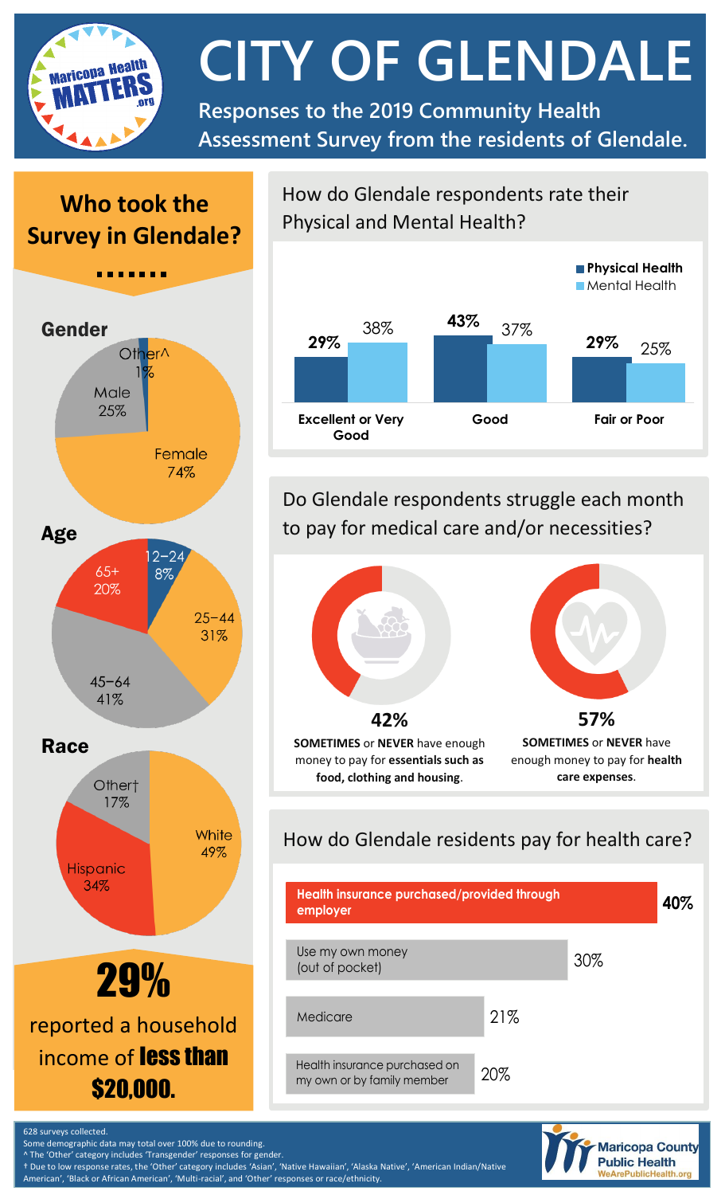# CITY OF GLENDALE

**Responses to the 2019 Community Health Assessment Survey from the residents of Glendale.**

## Who took the Survey in Glendale?

### Gender

| Gender | Percent |
| --- | --- |
| Female | 74% |
| Male | 25% |
| Other^ | 1% |

### Age

| Age | Percent |
| --- | --- |
| 12–24 | 8% |
| 25–44 | 31% |
| 45–64 | 41% |
| 65+ | 20% |

### Race

| Race | Percent |
| --- | --- |
| White | 49% |
| Hispanic | 34% |
| Other† | 17% |

**29%** reported a household income of **less than $20,000.**

## How do Glendale respondents rate their Physical and Mental Health?

| | Physical Health | Mental Health |
| --- | --- | --- |
| Excellent or Very Good | 29% | 38% |
| Good | 43% | 37% |
| Fair or Poor | 29% | 25% |

## Do Glendale respondents struggle each month to pay for medical care and/or necessities?

**42%** — **SOMETIMES** or **NEVER** have enough money to pay for **essentials such as food, clothing and housing**.

**57%** — **SOMETIMES** or **NEVER** have enough money to pay for **health care expenses**.

## How do Glendale residents pay for health care?

| Payment method | Percent |
| --- | --- |
| Health insurance purchased/provided through employer | 40% |
| Use my own money (out of pocket) | 30% |
| Medicare | 21% |
| Health insurance purchased on my own or by family member | 20% |

628 surveys collected.
Some demographic data may total over 100% due to rounding.
^ The 'Other' category includes 'Transgender' responses for gender.
† Due to low response rates, the 'Other' category includes 'Asian', 'Native Hawaiian', 'Alaska Native', 'American Indian/Native American', 'Black or African American', 'Multi-racial', and 'Other' responses or race/ethnicity.

Maricopa County Public Health
WeArePublicHealth.org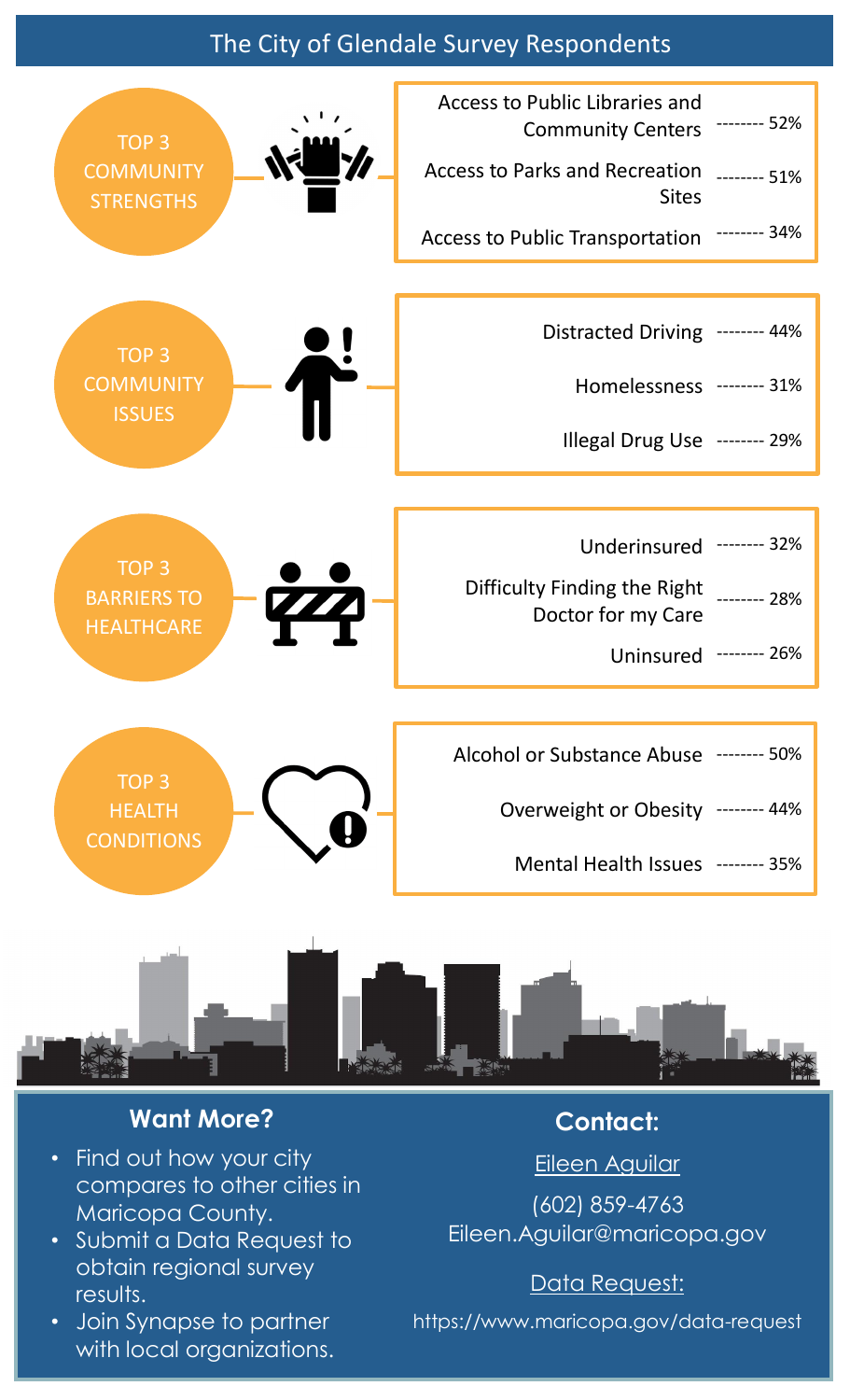# The City of Glendale Survey Respondents

## TOP 3 COMMUNITY STRENGTHS

- Access to Public Libraries and Community Centers -------- 52%
- Access to Parks and Recreation Sites -------- 51%
- Access to Public Transportation -------- 34%

## TOP 3 COMMUNITY ISSUES

- Distracted Driving -------- 44%
- Homelessness -------- 31%
- Illegal Drug Use -------- 29%

## TOP 3 BARRIERS TO HEALTHCARE

- Underinsured -------- 32%
- Difficulty Finding the Right Doctor for my Care -------- 28%
- Uninsured -------- 26%

## TOP 3 HEALTH CONDITIONS

- Alcohol or Substance Abuse -------- 50%
- Overweight or Obesity -------- 44%
- Mental Health Issues -------- 35%

## Want More?

- Find out how your city compares to other cities in Maricopa County.
- Submit a Data Request to obtain regional survey results.
- Join Synapse to partner with local organizations.

## Contact:

Eileen Aguilar

(602) 859-4763
Eileen.Aguilar@maricopa.gov

Data Request:

https://www.maricopa.gov/data-request